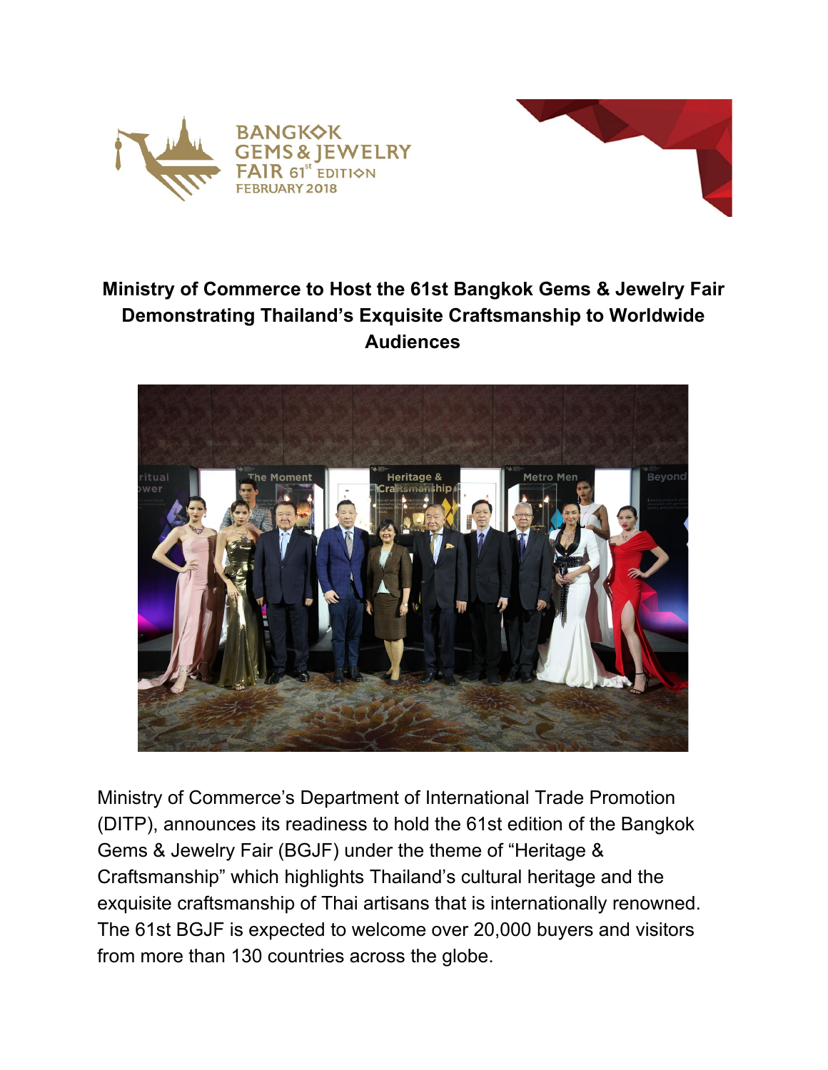**Ministry of Commerce to Host the 61st Bangkok Gems & Jewelry Fair Demonstrating Thailand's Exquisite Craftsmanship to Worldwide Audiences**

Ministry of Commerce's Department of International Trade Promotion (DITP), announces its readiness to hold the 61st edition of the Bangkok Gems & Jewelry Fair (BGJF) under the theme of "Heritage & Craftsmanship" which highlights Thailand's cultural heritage and the exquisite craftsmanship of Thai artisans that is internationally renowned. The 61st BGJF is expected to welcome over 20,000 buyers and visitors from more than 130 countries across the globe.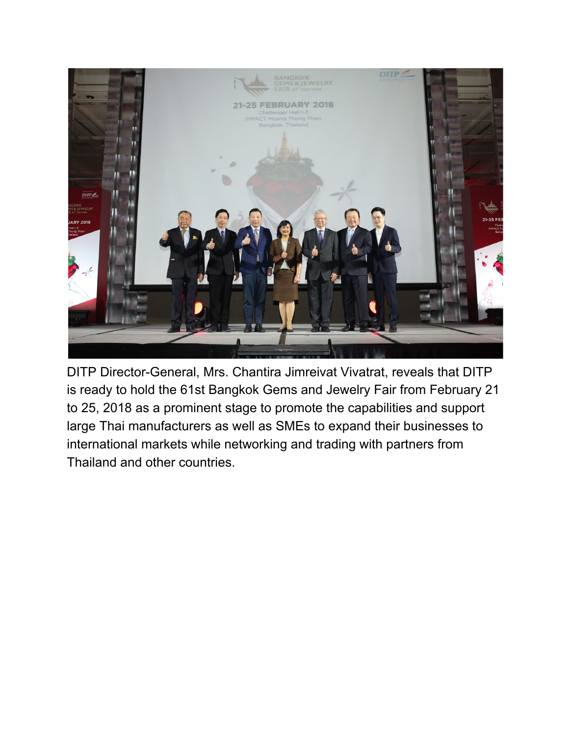DITP Director-General, Mrs. Chantira Jimreivat Vivatrat, reveals that DITP is ready to hold the 61st Bangkok Gems and Jewelry Fair from February 21 to 25, 2018 as a prominent stage to promote the capabilities and support large Thai manufacturers as well as SMEs to expand their businesses to international markets while networking and trading with partners from Thailand and other countries.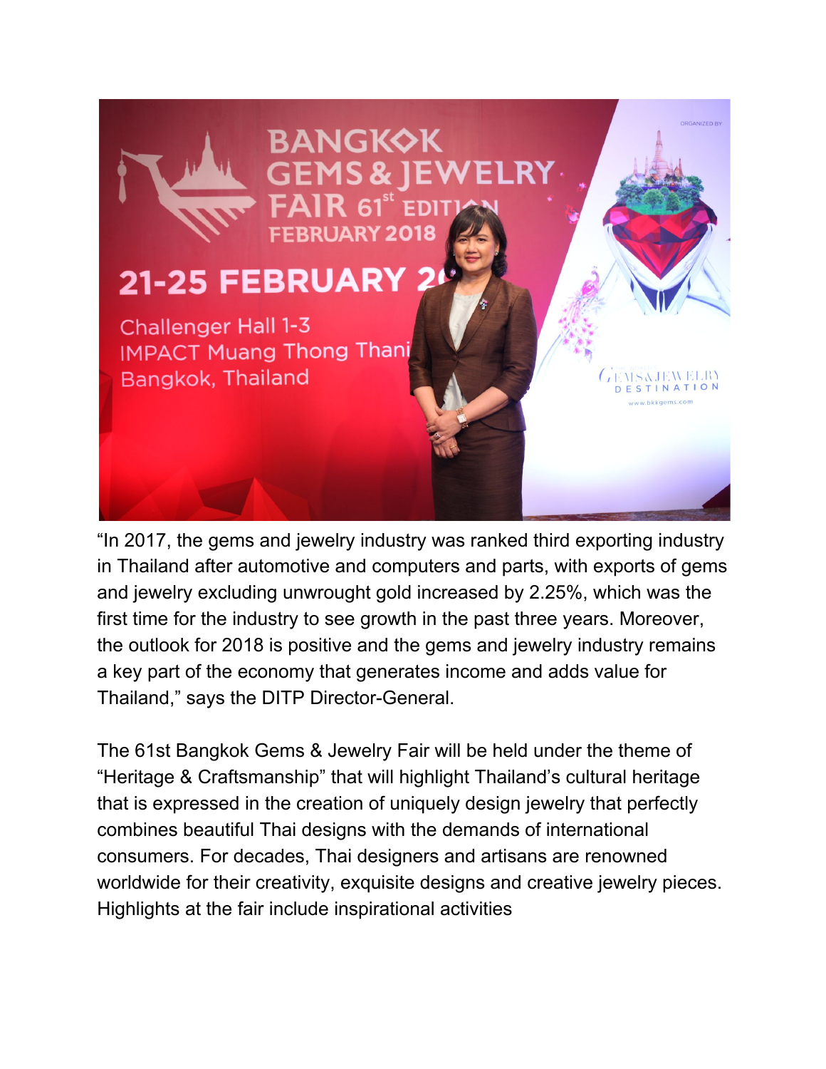"In 2017, the gems and jewelry industry was ranked third exporting industry in Thailand after automotive and computers and parts, with exports of gems and jewelry excluding unwrought gold increased by 2.25%, which was the first time for the industry to see growth in the past three years. Moreover, the outlook for 2018 is positive and the gems and jewelry industry remains a key part of the economy that generates income and adds value for Thailand," says the DITP Director-General.

The 61st Bangkok Gems & Jewelry Fair will be held under the theme of "Heritage & Craftsmanship" that will highlight Thailand's cultural heritage that is expressed in the creation of uniquely design jewelry that perfectly combines beautiful Thai designs with the demands of international consumers. For decades, Thai designers and artisans are renowned worldwide for their creativity, exquisite designs and creative jewelry pieces. Highlights at the fair include inspirational activities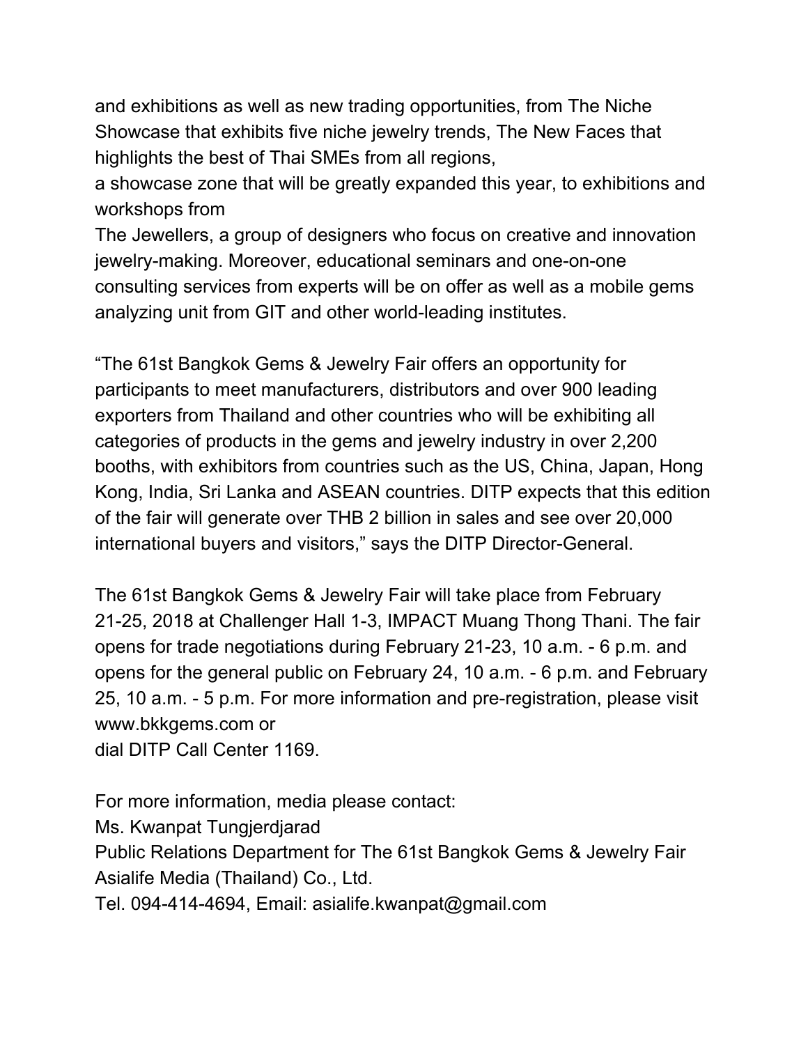and exhibitions as well as new trading opportunities, from The Niche Showcase that exhibits five niche jewelry trends, The New Faces that highlights the best of Thai SMEs from all regions, a showcase zone that will be greatly expanded this year, to exhibitions and workshops from The Jewellers, a group of designers who focus on creative and innovation jewelry-making. Moreover, educational seminars and one-on-one consulting services from experts will be on offer as well as a mobile gems analyzing unit from GIT and other world-leading institutes.

"The 61st Bangkok Gems & Jewelry Fair offers an opportunity for participants to meet manufacturers, distributors and over 900 leading exporters from Thailand and other countries who will be exhibiting all categories of products in the gems and jewelry industry in over 2,200 booths, with exhibitors from countries such as the US, China, Japan, Hong Kong, India, Sri Lanka and ASEAN countries. DITP expects that this edition of the fair will generate over THB 2 billion in sales and see over 20,000 international buyers and visitors," says the DITP Director-General.

The 61st Bangkok Gems & Jewelry Fair will take place from February 21-25, 2018 at Challenger Hall 1-3, IMPACT Muang Thong Thani. The fair opens for trade negotiations during February 21-23, 10 a.m. - 6 p.m. and opens for the general public on February 24, 10 a.m. - 6 p.m. and February 25, 10 a.m. - 5 p.m. For more information and pre-registration, please visit www.bkkgems.com or dial DITP Call Center 1169.

For more information, media please contact:  
Ms. Kwanpat Tungjerdjarad  
Public Relations Department for The 61st Bangkok Gems & Jewelry Fair  
Asialife Media (Thailand) Co., Ltd.  
Tel. 094-414-4694, Email: asialife.kwanpat@gmail.com